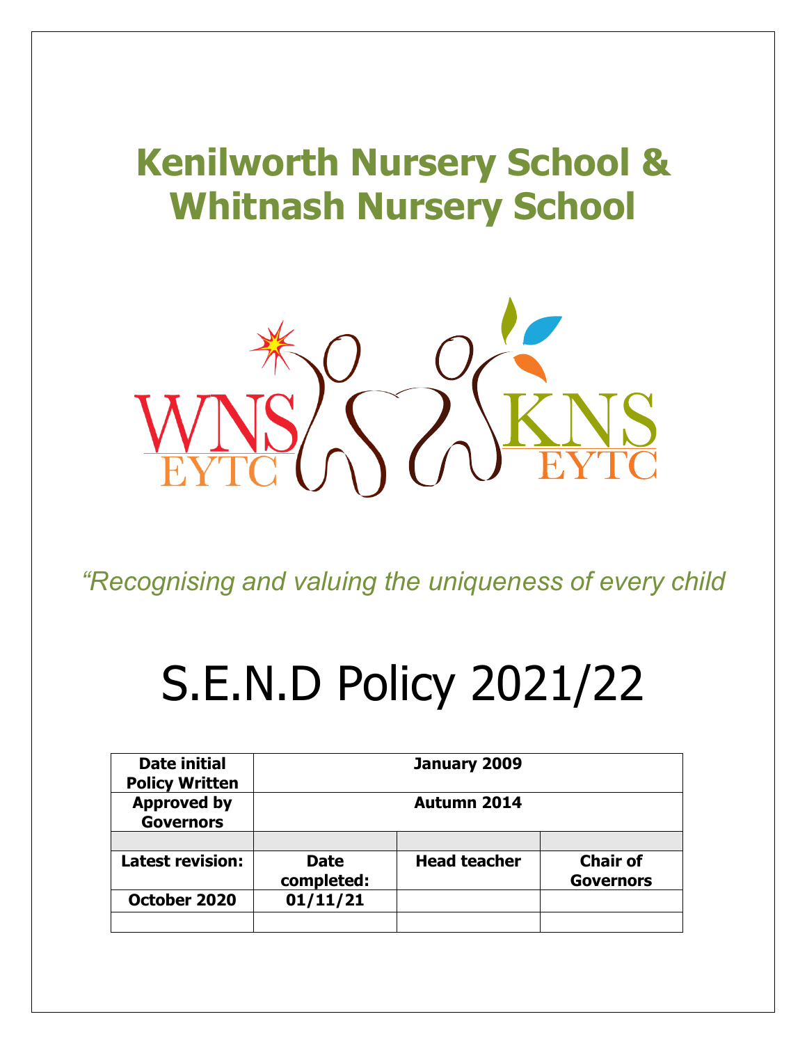# Kenilworth Nursery School & Whitnash Nursery School

WNS EYTC KNS EYTC

*"Recognising and valuing the uniqueness of every child*

# S.E.N.D Policy 2021/22

| **Date initial Policy Written** | **January 2009** | | |
|---|---|---|---|
| **Approved by Governors** | **Autumn 2014** | | |
| | | | |
| **Latest revision:** | **Date completed:** | **Head teacher** | **Chair of Governors** |
| **October 2020** | **01/11/21** | | |
| | | | |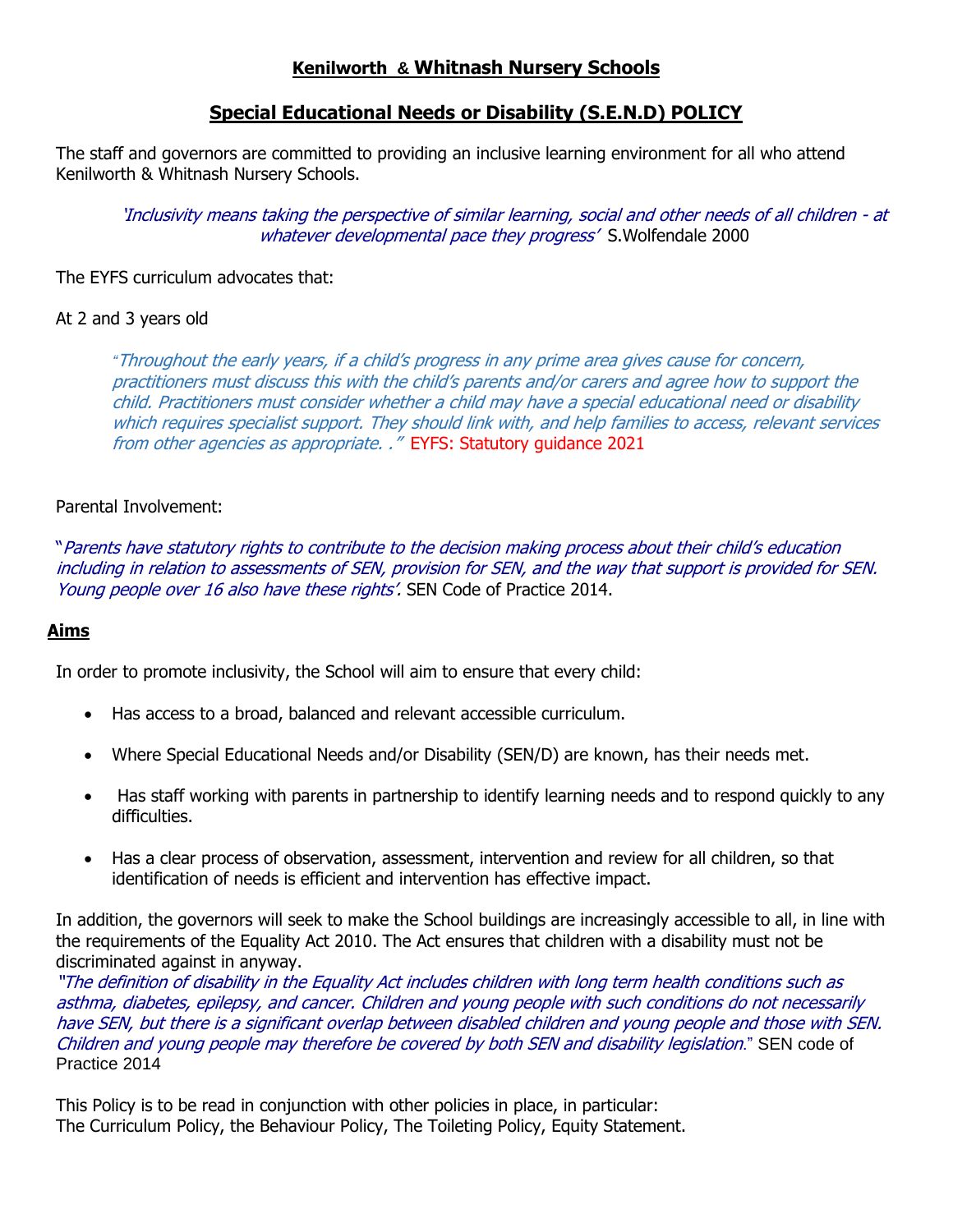## Kenilworth & Whitnash Nursery Schools

## Special Educational Needs or Disability (S.E.N.D) POLICY

The staff and governors are committed to providing an inclusive learning environment for all who attend Kenilworth & Whitnash Nursery Schools.

*'Inclusivity means taking the perspective of similar learning, social and other needs of all children - at whatever developmental pace they progress'* S.Wolfendale 2000

The EYFS curriculum advocates that:

At 2 and 3 years old

> "*Throughout the early years, if a child's progress in any prime area gives cause for concern, practitioners must discuss this with the child's parents and/or carers and agree how to support the child. Practitioners must consider whether a child may have a special educational need or disability which requires specialist support. They should link with, and help families to access, relevant services from other agencies as appropriate. .*" EYFS: Statutory guidance 2021

Parental Involvement:

"*Parents have statutory rights to contribute to the decision making process about their child's education including in relation to assessments of SEN, provision for SEN, and the way that support is provided for SEN. Young people over 16 also have these rights'.* SEN Code of Practice 2014.

### Aims

In order to promote inclusivity, the School will aim to ensure that every child:

- Has access to a broad, balanced and relevant accessible curriculum.
- Where Special Educational Needs and/or Disability (SEN/D) are known, has their needs met.
- Has staff working with parents in partnership to identify learning needs and to respond quickly to any difficulties.
- Has a clear process of observation, assessment, intervention and review for all children, so that identification of needs is efficient and intervention has effective impact.

In addition, the governors will seek to make the School buildings are increasingly accessible to all, in line with the requirements of the Equality Act 2010. The Act ensures that children with a disability must not be discriminated against in anyway.

"*The definition of disability in the Equality Act includes children with long term health conditions such as asthma, diabetes, epilepsy, and cancer. Children and young people with such conditions do not necessarily have SEN, but there is a significant overlap between disabled children and young people and those with SEN. Children and young people may therefore be covered by both SEN and disability legislation*." SEN code of Practice 2014

This Policy is to be read in conjunction with other policies in place, in particular:
The Curriculum Policy, the Behaviour Policy, The Toileting Policy, Equity Statement.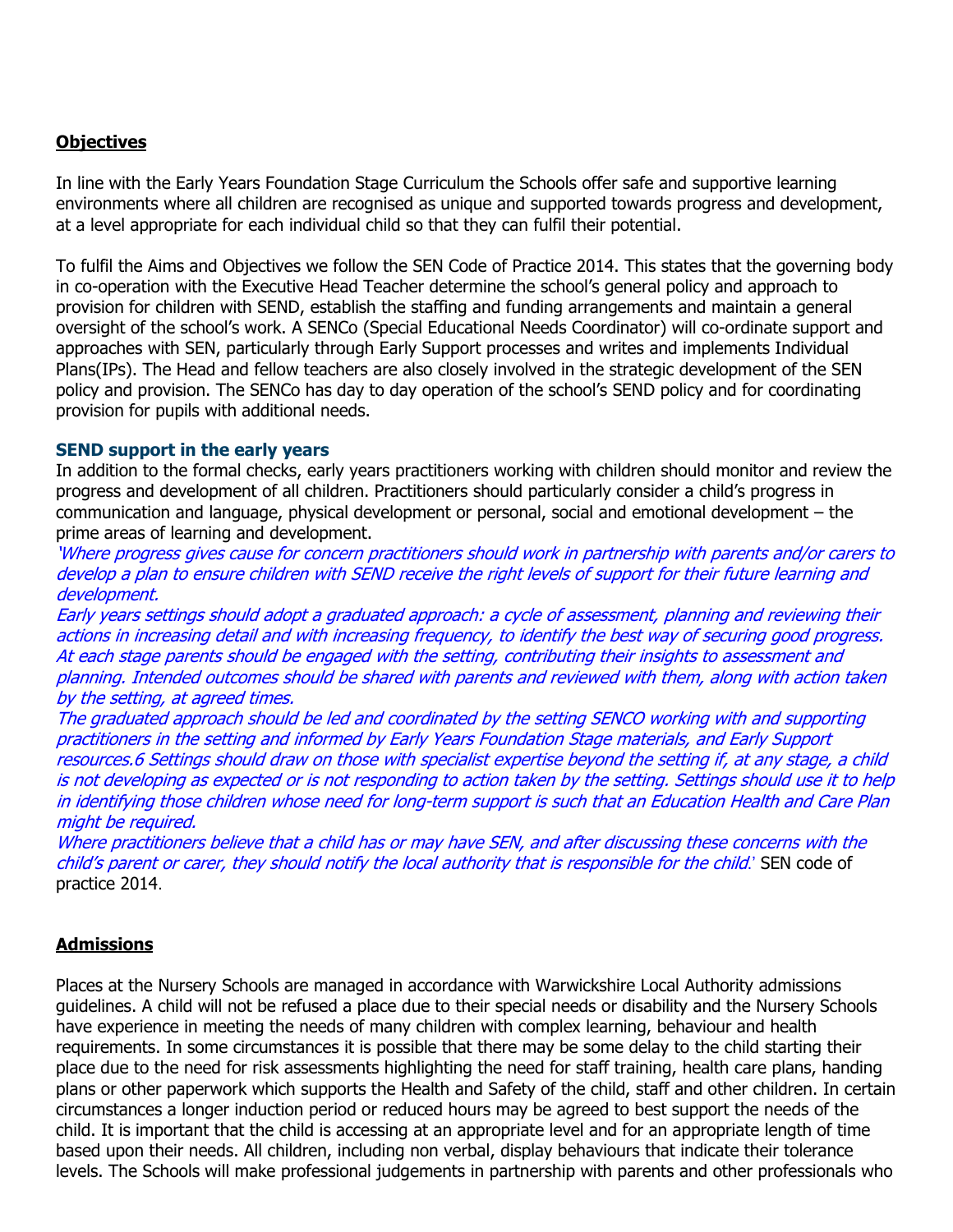## Objectives

In line with the Early Years Foundation Stage Curriculum the Schools offer safe and supportive learning environments where all children are recognised as unique and supported towards progress and development, at a level appropriate for each individual child so that they can fulfil their potential.

To fulfil the Aims and Objectives we follow the SEN Code of Practice 2014. This states that the governing body in co-operation with the Executive Head Teacher determine the school's general policy and approach to provision for children with SEND, establish the staffing and funding arrangements and maintain a general oversight of the school's work. A SENCo (Special Educational Needs Coordinator) will co-ordinate support and approaches with SEN, particularly through Early Support processes and writes and implements Individual Plans(IPs). The Head and fellow teachers are also closely involved in the strategic development of the SEN policy and provision. The SENCo has day to day operation of the school's SEND policy and for coordinating provision for pupils with additional needs.

### SEND support in the early years

In addition to the formal checks, early years practitioners working with children should monitor and review the progress and development of all children. Practitioners should particularly consider a child's progress in communication and language, physical development or personal, social and emotional development – the prime areas of learning and development.

*'Where progress gives cause for concern practitioners should work in partnership with parents and/or carers to develop a plan to ensure children with SEND receive the right levels of support for their future learning and development.*

*Early years settings should adopt a graduated approach: a cycle of assessment, planning and reviewing their actions in increasing detail and with increasing frequency, to identify the best way of securing good progress. At each stage parents should be engaged with the setting, contributing their insights to assessment and planning. Intended outcomes should be shared with parents and reviewed with them, along with action taken by the setting, at agreed times.*

*The graduated approach should be led and coordinated by the setting SENCO working with and supporting practitioners in the setting and informed by Early Years Foundation Stage materials, and Early Support resources.6 Settings should draw on those with specialist expertise beyond the setting if, at any stage, a child is not developing as expected or is not responding to action taken by the setting. Settings should use it to help in identifying those children whose need for long-term support is such that an Education Health and Care Plan might be required.*

*Where practitioners believe that a child has or may have SEN, and after discussing these concerns with the child's parent or carer, they should notify the local authority that is responsible for the child.'* SEN code of practice 2014.

## Admissions

Places at the Nursery Schools are managed in accordance with Warwickshire Local Authority admissions guidelines. A child will not be refused a place due to their special needs or disability and the Nursery Schools have experience in meeting the needs of many children with complex learning, behaviour and health requirements. In some circumstances it is possible that there may be some delay to the child starting their place due to the need for risk assessments highlighting the need for staff training, health care plans, handing plans or other paperwork which supports the Health and Safety of the child, staff and other children. In certain circumstances a longer induction period or reduced hours may be agreed to best support the needs of the child. It is important that the child is accessing at an appropriate level and for an appropriate length of time based upon their needs. All children, including non verbal, display behaviours that indicate their tolerance levels. The Schools will make professional judgements in partnership with parents and other professionals who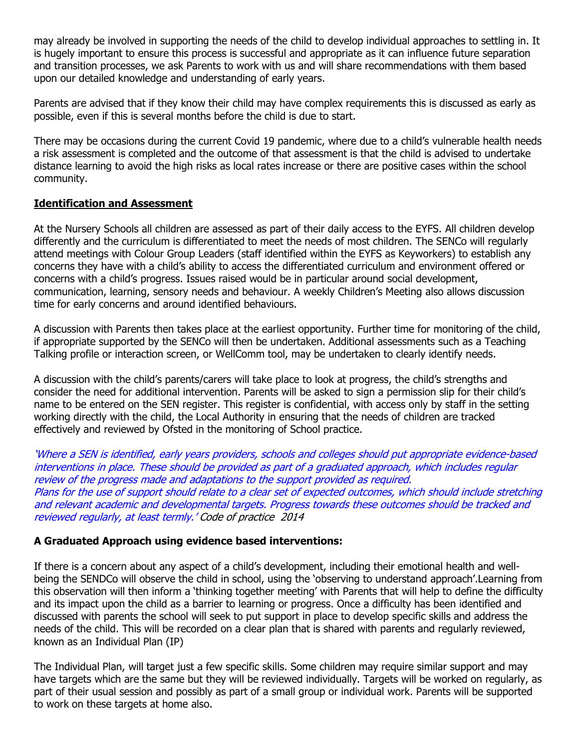may already be involved in supporting the needs of the child to develop individual approaches to settling in. It is hugely important to ensure this process is successful and appropriate as it can influence future separation and transition processes, we ask Parents to work with us and will share recommendations with them based upon our detailed knowledge and understanding of early years.

Parents are advised that if they know their child may have complex requirements this is discussed as early as possible, even if this is several months before the child is due to start.

There may be occasions during the current Covid 19 pandemic, where due to a child's vulnerable health needs a risk assessment is completed and the outcome of that assessment is that the child is advised to undertake distance learning to avoid the high risks as local rates increase or there are positive cases within the school community.

## Identification and Assessment

At the Nursery Schools all children are assessed as part of their daily access to the EYFS. All children develop differently and the curriculum is differentiated to meet the needs of most children. The SENCo will regularly attend meetings with Colour Group Leaders (staff identified within the EYFS as Keyworkers) to establish any concerns they have with a child's ability to access the differentiated curriculum and environment offered or concerns with a child's progress. Issues raised would be in particular around social development, communication, learning, sensory needs and behaviour. A weekly Children's Meeting also allows discussion time for early concerns and around identified behaviours.

A discussion with Parents then takes place at the earliest opportunity. Further time for monitoring of the child, if appropriate supported by the SENCo will then be undertaken. Additional assessments such as a Teaching Talking profile or interaction screen, or WellComm tool, may be undertaken to clearly identify needs.

A discussion with the child's parents/carers will take place to look at progress, the child's strengths and consider the need for additional intervention. Parents will be asked to sign a permission slip for their child's name to be entered on the SEN register. This register is confidential, with access only by staff in the setting working directly with the child, the Local Authority in ensuring that the needs of children are tracked effectively and reviewed by Ofsted in the monitoring of School practice.

*'Where a SEN is identified, early years providers, schools and colleges should put appropriate evidence-based interventions in place. These should be provided as part of a graduated approach, which includes regular review of the progress made and adaptations to the support provided as required.*
*Plans for the use of support should relate to a clear set of expected outcomes, which should include stretching and relevant academic and developmental targets. Progress towards these outcomes should be tracked and reviewed regularly, at least termly.' Code of practice 2014*

### A Graduated Approach using evidence based interventions:

If there is a concern about any aspect of a child's development, including their emotional health and well-being the SENDCo will observe the child in school, using the 'observing to understand approach'.Learning from this observation will then inform a 'thinking together meeting' with Parents that will help to define the difficulty and its impact upon the child as a barrier to learning or progress. Once a difficulty has been identified and discussed with parents the school will seek to put support in place to develop specific skills and address the needs of the child. This will be recorded on a clear plan that is shared with parents and regularly reviewed, known as an Individual Plan (IP)

The Individual Plan, will target just a few specific skills. Some children may require similar support and may have targets which are the same but they will be reviewed individually. Targets will be worked on regularly, as part of their usual session and possibly as part of a small group or individual work. Parents will be supported to work on these targets at home also.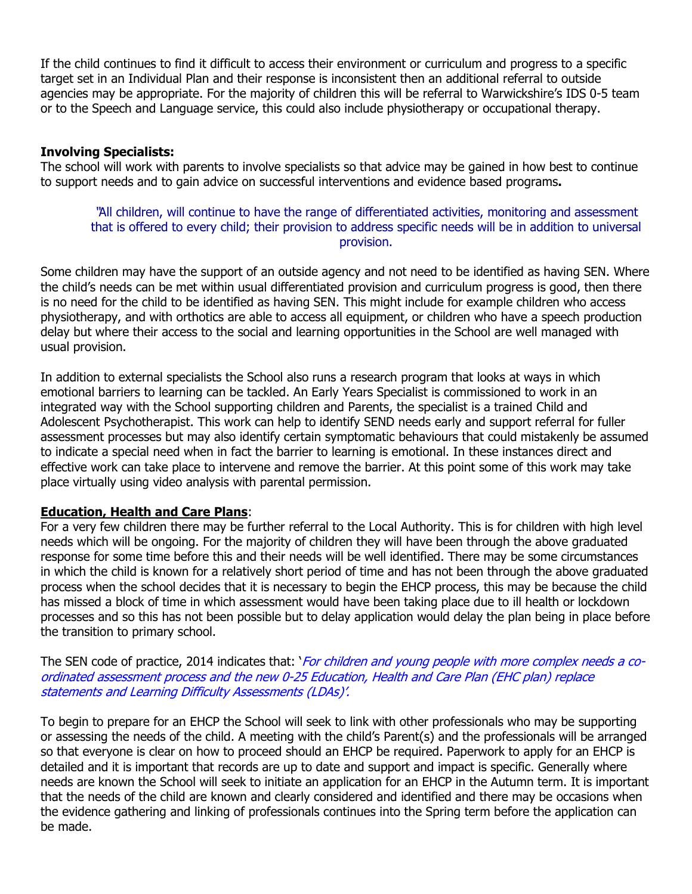If the child continues to find it difficult to access their environment or curriculum and progress to a specific target set in an Individual Plan and their response is inconsistent then an additional referral to outside agencies may be appropriate. For the majority of children this will be referral to Warwickshire's IDS 0-5 team or to the Speech and Language service, this could also include physiotherapy or occupational therapy.

**Involving Specialists:**
The school will work with parents to involve specialists so that advice may be gained in how best to continue to support needs and to gain advice on successful interventions and evidence based programs**.**

> "All children, will continue to have the range of differentiated activities, monitoring and assessment that is offered to every child; their provision to address specific needs will be in addition to universal provision.

Some children may have the support of an outside agency and not need to be identified as having SEN. Where the child's needs can be met within usual differentiated provision and curriculum progress is good, then there is no need for the child to be identified as having SEN. This might include for example children who access physiotherapy, and with orthotics are able to access all equipment, or children who have a speech production delay but where their access to the social and learning opportunities in the School are well managed with usual provision.

In addition to external specialists the School also runs a research program that looks at ways in which emotional barriers to learning can be tackled. An Early Years Specialist is commissioned to work in an integrated way with the School supporting children and Parents, the specialist is a trained Child and Adolescent Psychotherapist. This work can help to identify SEND needs early and support referral for fuller assessment processes but may also identify certain symptomatic behaviours that could mistakenly be assumed to indicate a special need when in fact the barrier to learning is emotional. In these instances direct and effective work can take place to intervene and remove the barrier. At this point some of this work may take place virtually using video analysis with parental permission.

**Education, Health and Care Plans**:
For a very few children there may be further referral to the Local Authority. This is for children with high level needs which will be ongoing. For the majority of children they will have been through the above graduated response for some time before this and their needs will be well identified. There may be some circumstances in which the child is known for a relatively short period of time and has not been through the above graduated process when the school decides that it is necessary to begin the EHCP process, this may be because the child has missed a block of time in which assessment would have been taking place due to ill health or lockdown processes and so this has not been possible but to delay application would delay the plan being in place before the transition to primary school.

The SEN code of practice, 2014 indicates that: '*For children and young people with more complex needs a co-ordinated assessment process and the new 0-25 Education, Health and Care Plan (EHC plan) replace statements and Learning Difficulty Assessments (LDAs)'.*

To begin to prepare for an EHCP the School will seek to link with other professionals who may be supporting or assessing the needs of the child. A meeting with the child's Parent(s) and the professionals will be arranged so that everyone is clear on how to proceed should an EHCP be required. Paperwork to apply for an EHCP is detailed and it is important that records are up to date and support and impact is specific. Generally where needs are known the School will seek to initiate an application for an EHCP in the Autumn term. It is important that the needs of the child are known and clearly considered and identified and there may be occasions when the evidence gathering and linking of professionals continues into the Spring term before the application can be made.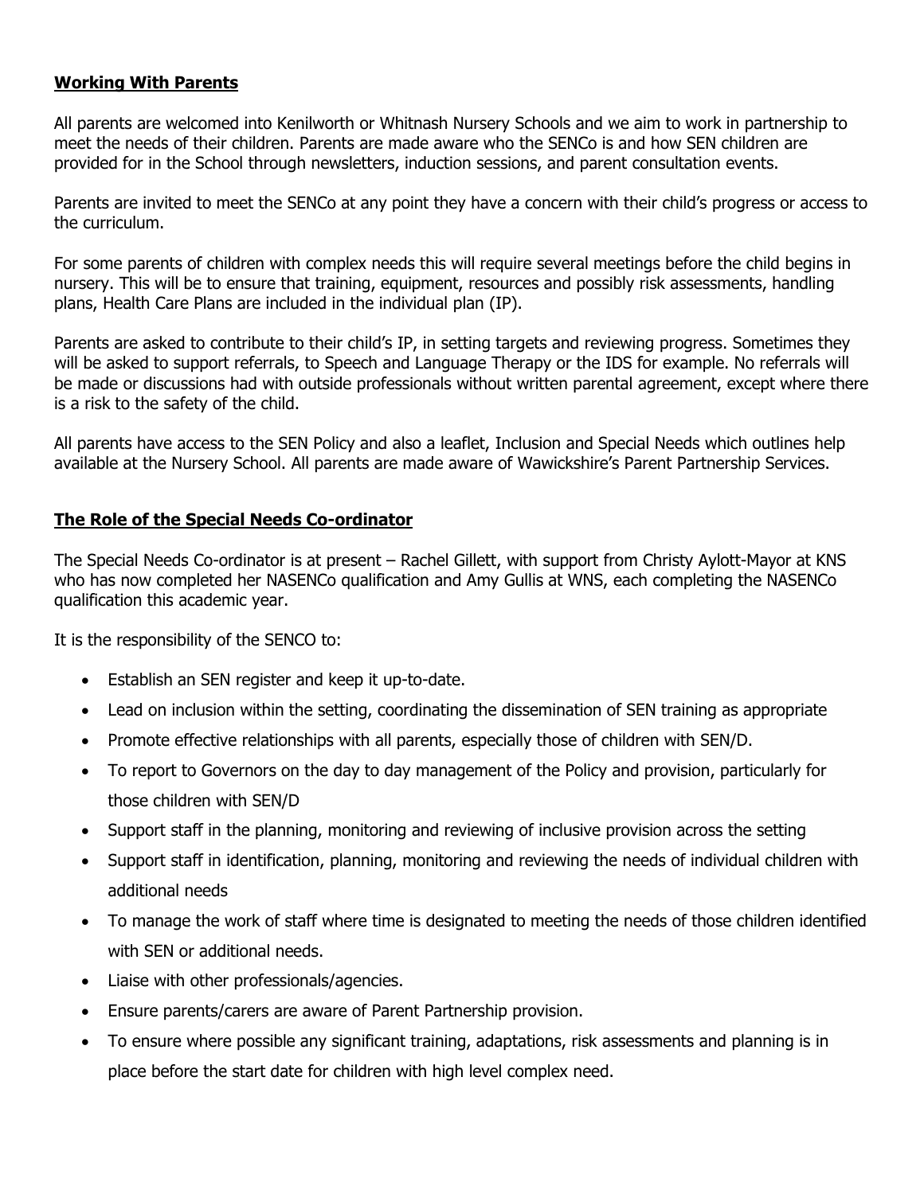## **Working With Parents**

All parents are welcomed into Kenilworth or Whitnash Nursery Schools and we aim to work in partnership to meet the needs of their children. Parents are made aware who the SENCo is and how SEN children are provided for in the School through newsletters, induction sessions, and parent consultation events.

Parents are invited to meet the SENCo at any point they have a concern with their child's progress or access to the curriculum.

For some parents of children with complex needs this will require several meetings before the child begins in nursery. This will be to ensure that training, equipment, resources and possibly risk assessments, handling plans, Health Care Plans are included in the individual plan (IP).

Parents are asked to contribute to their child's IP, in setting targets and reviewing progress. Sometimes they will be asked to support referrals, to Speech and Language Therapy or the IDS for example. No referrals will be made or discussions had with outside professionals without written parental agreement, except where there is a risk to the safety of the child.

All parents have access to the SEN Policy and also a leaflet, Inclusion and Special Needs which outlines help available at the Nursery School. All parents are made aware of Wawickshire's Parent Partnership Services.

## **The Role of the Special Needs Co-ordinator**

The Special Needs Co-ordinator is at present – Rachel Gillett, with support from Christy Aylott-Mayor at KNS who has now completed her NASENCo qualification and Amy Gullis at WNS, each completing the NASENCo qualification this academic year.

It is the responsibility of the SENCO to:

- Establish an SEN register and keep it up-to-date.
- Lead on inclusion within the setting, coordinating the dissemination of SEN training as appropriate
- Promote effective relationships with all parents, especially those of children with SEN/D.
- To report to Governors on the day to day management of the Policy and provision, particularly for those children with SEN/D
- Support staff in the planning, monitoring and reviewing of inclusive provision across the setting
- Support staff in identification, planning, monitoring and reviewing the needs of individual children with additional needs
- To manage the work of staff where time is designated to meeting the needs of those children identified with SEN or additional needs.
- Liaise with other professionals/agencies.
- Ensure parents/carers are aware of Parent Partnership provision.
- To ensure where possible any significant training, adaptations, risk assessments and planning is in place before the start date for children with high level complex need.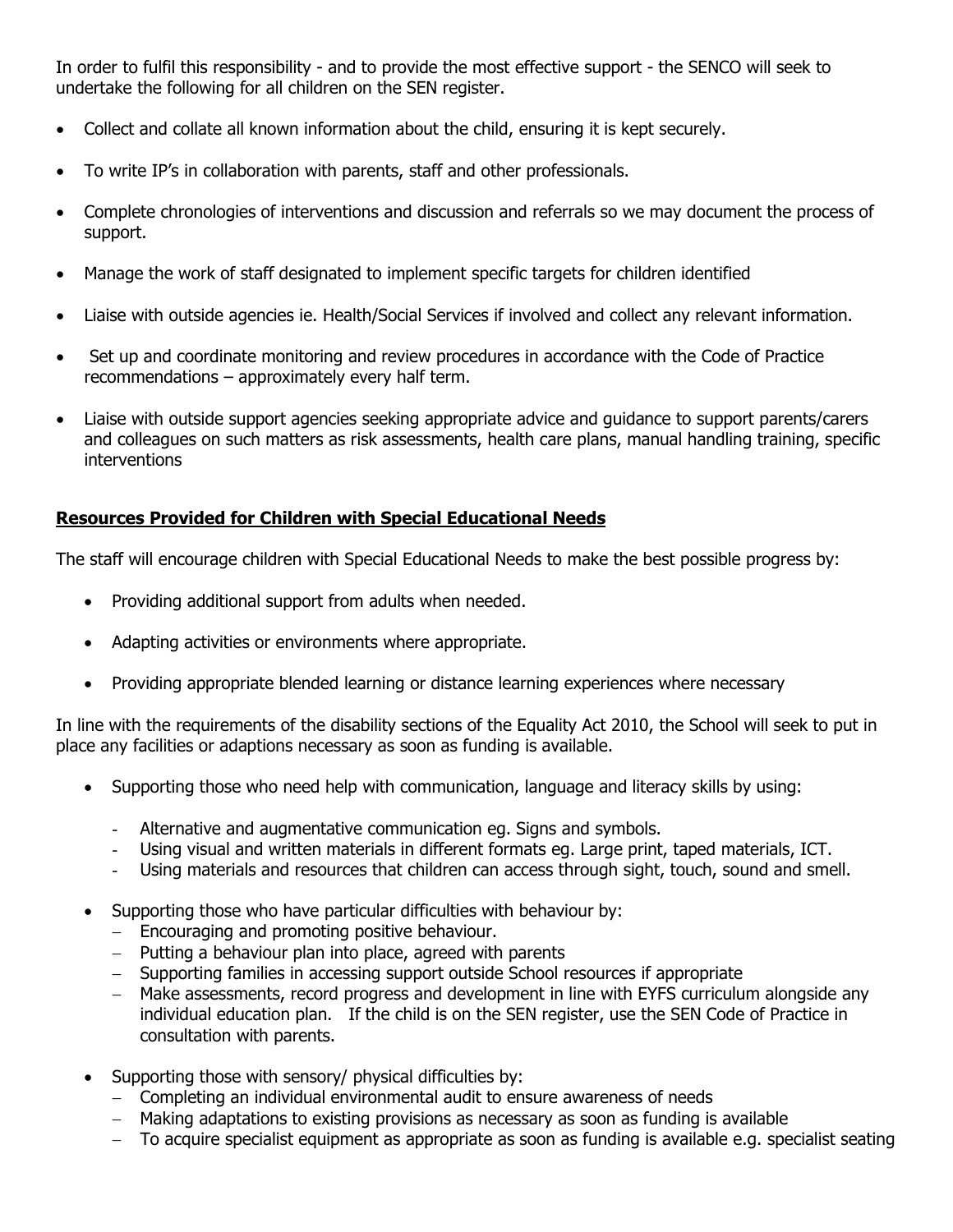In order to fulfil this responsibility - and to provide the most effective support - the SENCO will seek to undertake the following for all children on the SEN register.

- Collect and collate all known information about the child, ensuring it is kept securely.
- To write IP's in collaboration with parents, staff and other professionals.
- Complete chronologies of interventions and discussion and referrals so we may document the process of support.
- Manage the work of staff designated to implement specific targets for children identified
- Liaise with outside agencies ie. Health/Social Services if involved and collect any relevant information.
- Set up and coordinate monitoring and review procedures in accordance with the Code of Practice recommendations – approximately every half term.
- Liaise with outside support agencies seeking appropriate advice and guidance to support parents/carers and colleagues on such matters as risk assessments, health care plans, manual handling training, specific interventions

**Resources Provided for Children with Special Educational Needs**

The staff will encourage children with Special Educational Needs to make the best possible progress by:

- Providing additional support from adults when needed.
- Adapting activities or environments where appropriate.
- Providing appropriate blended learning or distance learning experiences where necessary

In line with the requirements of the disability sections of the Equality Act 2010, the School will seek to put in place any facilities or adaptions necessary as soon as funding is available.

- Supporting those who need help with communication, language and literacy skills by using:
  - Alternative and augmentative communication eg. Signs and symbols.
  - Using visual and written materials in different formats eg. Large print, taped materials, ICT.
  - Using materials and resources that children can access through sight, touch, sound and smell.
- Supporting those who have particular difficulties with behaviour by:
  - Encouraging and promoting positive behaviour.
  - Putting a behaviour plan into place, agreed with parents
  - Supporting families in accessing support outside School resources if appropriate
  - Make assessments, record progress and development in line with EYFS curriculum alongside any individual education plan. If the child is on the SEN register, use the SEN Code of Practice in consultation with parents.
- Supporting those with sensory/ physical difficulties by:
  - Completing an individual environmental audit to ensure awareness of needs
  - Making adaptations to existing provisions as necessary as soon as funding is available
  - To acquire specialist equipment as appropriate as soon as funding is available e.g. specialist seating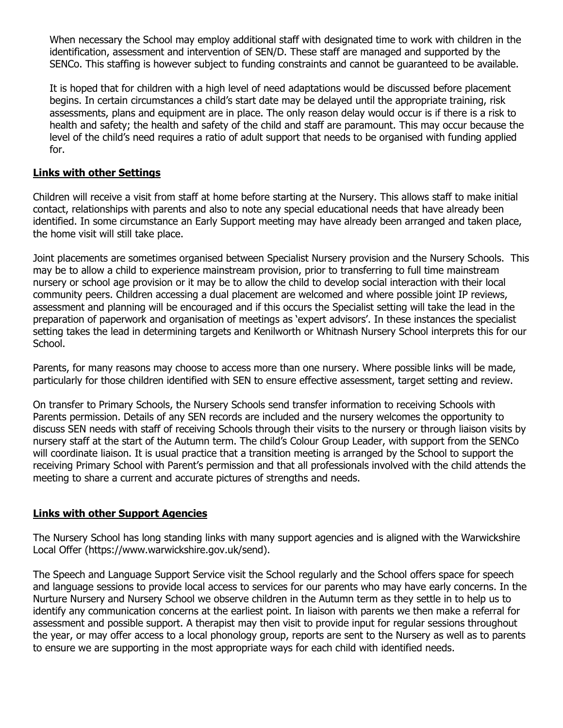When necessary the School may employ additional staff with designated time to work with children in the identification, assessment and intervention of SEN/D. These staff are managed and supported by the SENCo. This staffing is however subject to funding constraints and cannot be guaranteed to be available.

It is hoped that for children with a high level of need adaptations would be discussed before placement begins. In certain circumstances a child's start date may be delayed until the appropriate training, risk assessments, plans and equipment are in place. The only reason delay would occur is if there is a risk to health and safety; the health and safety of the child and staff are paramount. This may occur because the level of the child's need requires a ratio of adult support that needs to be organised with funding applied for.

## Links with other Settings

Children will receive a visit from staff at home before starting at the Nursery. This allows staff to make initial contact, relationships with parents and also to note any special educational needs that have already been identified. In some circumstance an Early Support meeting may have already been arranged and taken place, the home visit will still take place.

Joint placements are sometimes organised between Specialist Nursery provision and the Nursery Schools. This may be to allow a child to experience mainstream provision, prior to transferring to full time mainstream nursery or school age provision or it may be to allow the child to develop social interaction with their local community peers. Children accessing a dual placement are welcomed and where possible joint IP reviews, assessment and planning will be encouraged and if this occurs the Specialist setting will take the lead in the preparation of paperwork and organisation of meetings as 'expert advisors'. In these instances the specialist setting takes the lead in determining targets and Kenilworth or Whitnash Nursery School interprets this for our School.

Parents, for many reasons may choose to access more than one nursery. Where possible links will be made, particularly for those children identified with SEN to ensure effective assessment, target setting and review.

On transfer to Primary Schools, the Nursery Schools send transfer information to receiving Schools with Parents permission. Details of any SEN records are included and the nursery welcomes the opportunity to discuss SEN needs with staff of receiving Schools through their visits to the nursery or through liaison visits by nursery staff at the start of the Autumn term. The child's Colour Group Leader, with support from the SENCo will coordinate liaison. It is usual practice that a transition meeting is arranged by the School to support the receiving Primary School with Parent's permission and that all professionals involved with the child attends the meeting to share a current and accurate pictures of strengths and needs.

## Links with other Support Agencies

The Nursery School has long standing links with many support agencies and is aligned with the Warwickshire Local Offer (https://www.warwickshire.gov.uk/send).

The Speech and Language Support Service visit the School regularly and the School offers space for speech and language sessions to provide local access to services for our parents who may have early concerns. In the Nurture Nursery and Nursery School we observe children in the Autumn term as they settle in to help us to identify any communication concerns at the earliest point. In liaison with parents we then make a referral for assessment and possible support. A therapist may then visit to provide input for regular sessions throughout the year, or may offer access to a local phonology group, reports are sent to the Nursery as well as to parents to ensure we are supporting in the most appropriate ways for each child with identified needs.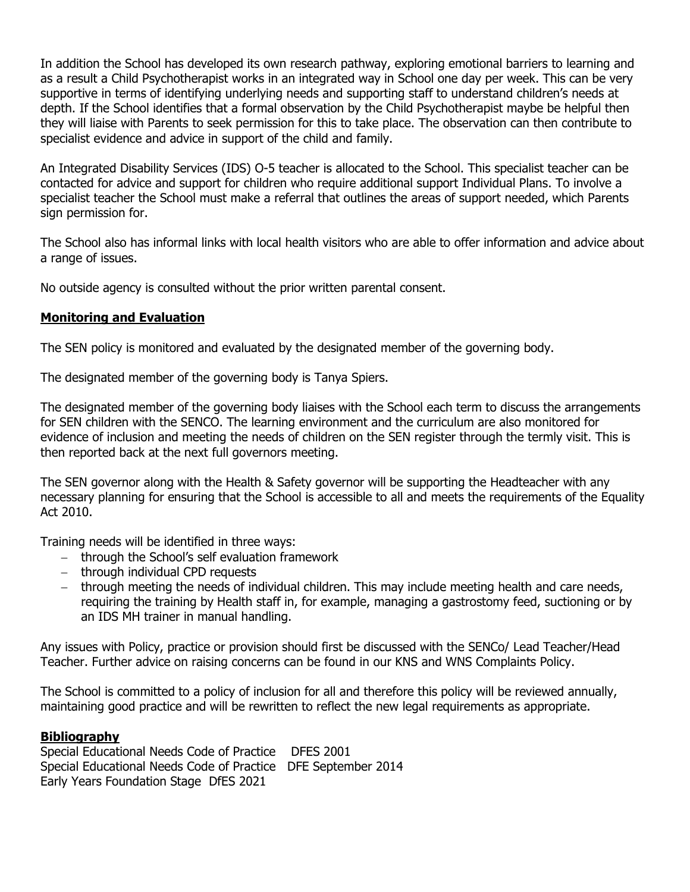In addition the School has developed its own research pathway, exploring emotional barriers to learning and as a result a Child Psychotherapist works in an integrated way in School one day per week. This can be very supportive in terms of identifying underlying needs and supporting staff to understand children's needs at depth. If the School identifies that a formal observation by the Child Psychotherapist maybe be helpful then they will liaise with Parents to seek permission for this to take place. The observation can then contribute to specialist evidence and advice in support of the child and family.

An Integrated Disability Services (IDS) O-5 teacher is allocated to the School. This specialist teacher can be contacted for advice and support for children who require additional support Individual Plans. To involve a specialist teacher the School must make a referral that outlines the areas of support needed, which Parents sign permission for.

The School also has informal links with local health visitors who are able to offer information and advice about a range of issues.

No outside agency is consulted without the prior written parental consent.

## Monitoring and Evaluation

The SEN policy is monitored and evaluated by the designated member of the governing body.

The designated member of the governing body is Tanya Spiers.

The designated member of the governing body liaises with the School each term to discuss the arrangements for SEN children with the SENCO. The learning environment and the curriculum are also monitored for evidence of inclusion and meeting the needs of children on the SEN register through the termly visit. This is then reported back at the next full governors meeting.

The SEN governor along with the Health & Safety governor will be supporting the Headteacher with any necessary planning for ensuring that the School is accessible to all and meets the requirements of the Equality Act 2010.

Training needs will be identified in three ways:

- through the School's self evaluation framework
- through individual CPD requests
- through meeting the needs of individual children. This may include meeting health and care needs, requiring the training by Health staff in, for example, managing a gastrostomy feed, suctioning or by an IDS MH trainer in manual handling.

Any issues with Policy, practice or provision should first be discussed with the SENCo/ Lead Teacher/Head Teacher. Further advice on raising concerns can be found in our KNS and WNS Complaints Policy.

The School is committed to a policy of inclusion for all and therefore this policy will be reviewed annually, maintaining good practice and will be rewritten to reflect the new legal requirements as appropriate.

## Bibliography

Special Educational Needs Code of Practice DFES 2001
Special Educational Needs Code of Practice DFE September 2014
Early Years Foundation Stage DfES 2021